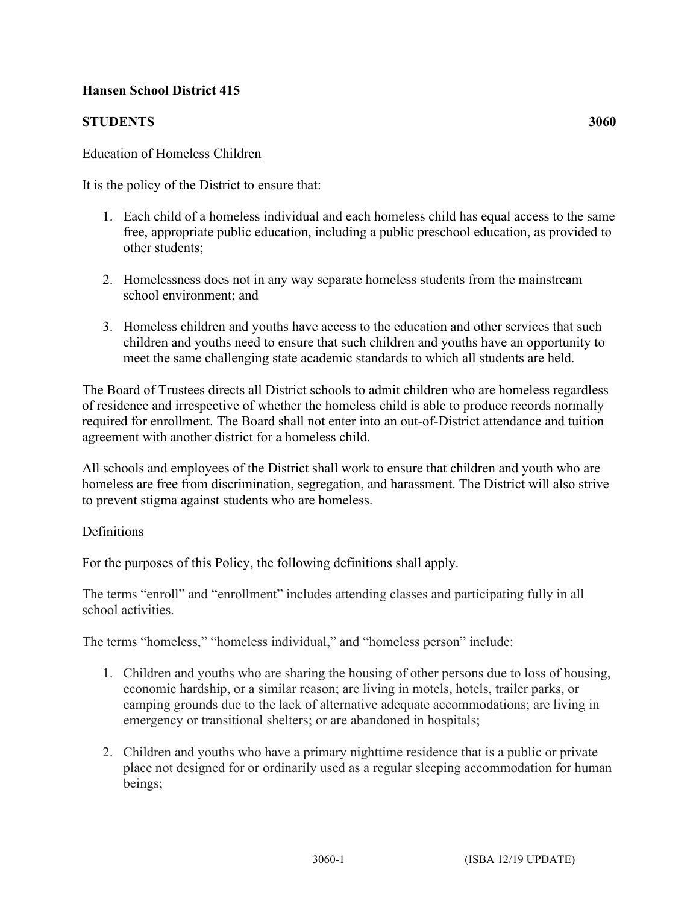**Hansen School District 415**

**STUDENTS** **3060**

Education of Homeless Children

It is the policy of the District to ensure that:

1. Each child of a homeless individual and each homeless child has equal access to the same free, appropriate public education, including a public preschool education, as provided to other students;

2. Homelessness does not in any way separate homeless students from the mainstream school environment; and

3. Homeless children and youths have access to the education and other services that such children and youths need to ensure that such children and youths have an opportunity to meet the same challenging state academic standards to which all students are held.

The Board of Trustees directs all District schools to admit children who are homeless regardless of residence and irrespective of whether the homeless child is able to produce records normally required for enrollment. The Board shall not enter into an out-of-District attendance and tuition agreement with another district for a homeless child.

All schools and employees of the District shall work to ensure that children and youth who are homeless are free from discrimination, segregation, and harassment. The District will also strive to prevent stigma against students who are homeless.

Definitions

For the purposes of this Policy, the following definitions shall apply.

The terms "enroll" and "enrollment" includes attending classes and participating fully in all school activities.

The terms "homeless," "homeless individual," and "homeless person" include:

1. Children and youths who are sharing the housing of other persons due to loss of housing, economic hardship, or a similar reason; are living in motels, hotels, trailer parks, or camping grounds due to the lack of alternative adequate accommodations; are living in emergency or transitional shelters; or are abandoned in hospitals;

2. Children and youths who have a primary nighttime residence that is a public or private place not designed for or ordinarily used as a regular sleeping accommodation for human beings;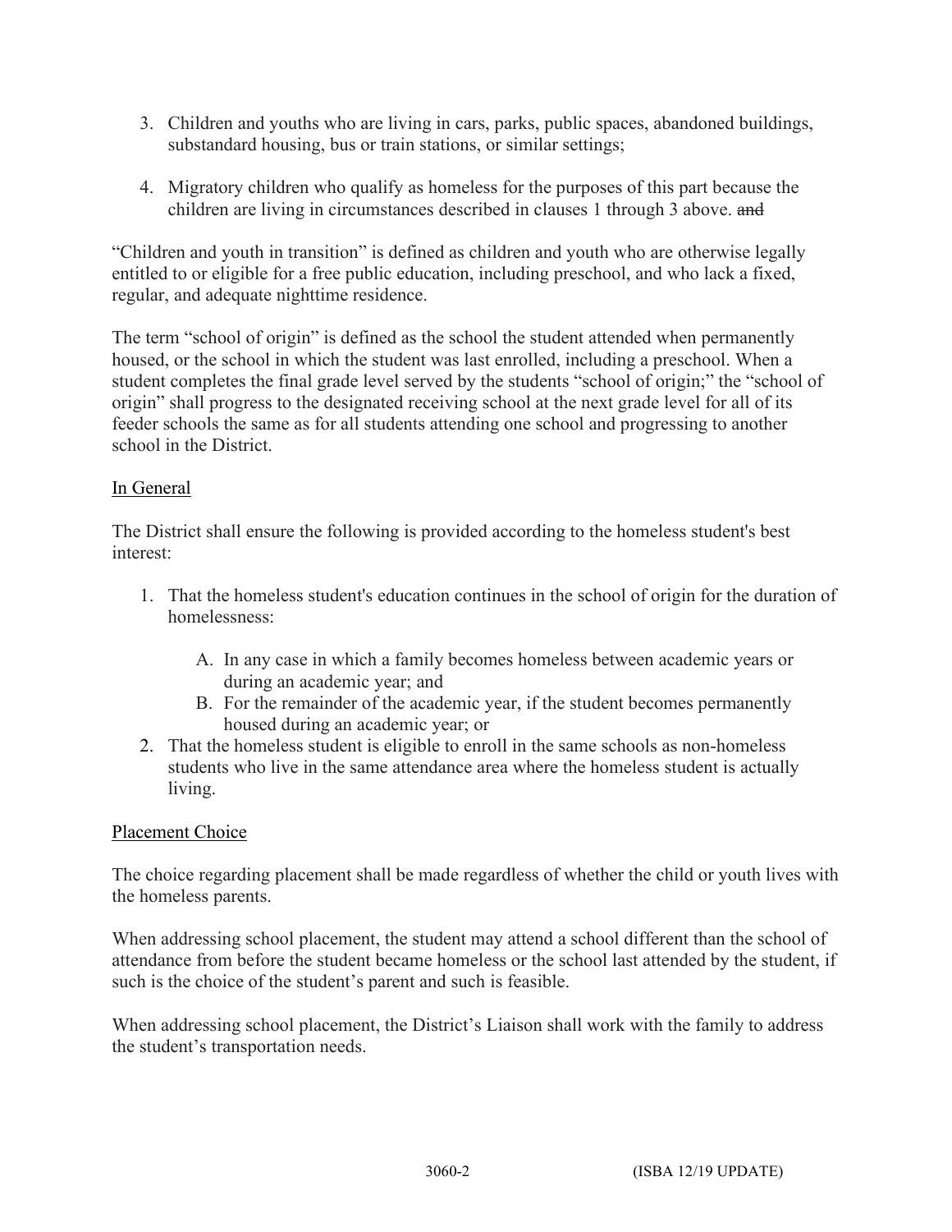3. Children and youths who are living in cars, parks, public spaces, abandoned buildings, substandard housing, bus or train stations, or similar settings;

4. Migratory children who qualify as homeless for the purposes of this part because the children are living in circumstances described in clauses 1 through 3 above. ~~and~~

"Children and youth in transition" is defined as children and youth who are otherwise legally entitled to or eligible for a free public education, including preschool, and who lack a fixed, regular, and adequate nighttime residence.

The term "school of origin" is defined as the school the student attended when permanently housed, or the school in which the student was last enrolled, including a preschool. When a student completes the final grade level served by the students "school of origin;" the "school of origin" shall progress to the designated receiving school at the next grade level for all of its feeder schools the same as for all students attending one school and progressing to another school in the District.

<u>In General</u>

The District shall ensure the following is provided according to the homeless student's best interest:

1. That the homeless student's education continues in the school of origin for the duration of homelessness:
    A. In any case in which a family becomes homeless between academic years or during an academic year; and
    B. For the remainder of the academic year, if the student becomes permanently housed during an academic year; or
2. That the homeless student is eligible to enroll in the same schools as non-homeless students who live in the same attendance area where the homeless student is actually living.

<u>Placement Choice</u>

The choice regarding placement shall be made regardless of whether the child or youth lives with the homeless parents.

When addressing school placement, the student may attend a school different than the school of attendance from before the student became homeless or the school last attended by the student, if such is the choice of the student's parent and such is feasible.

When addressing school placement, the District's Liaison shall work with the family to address the student's transportation needs.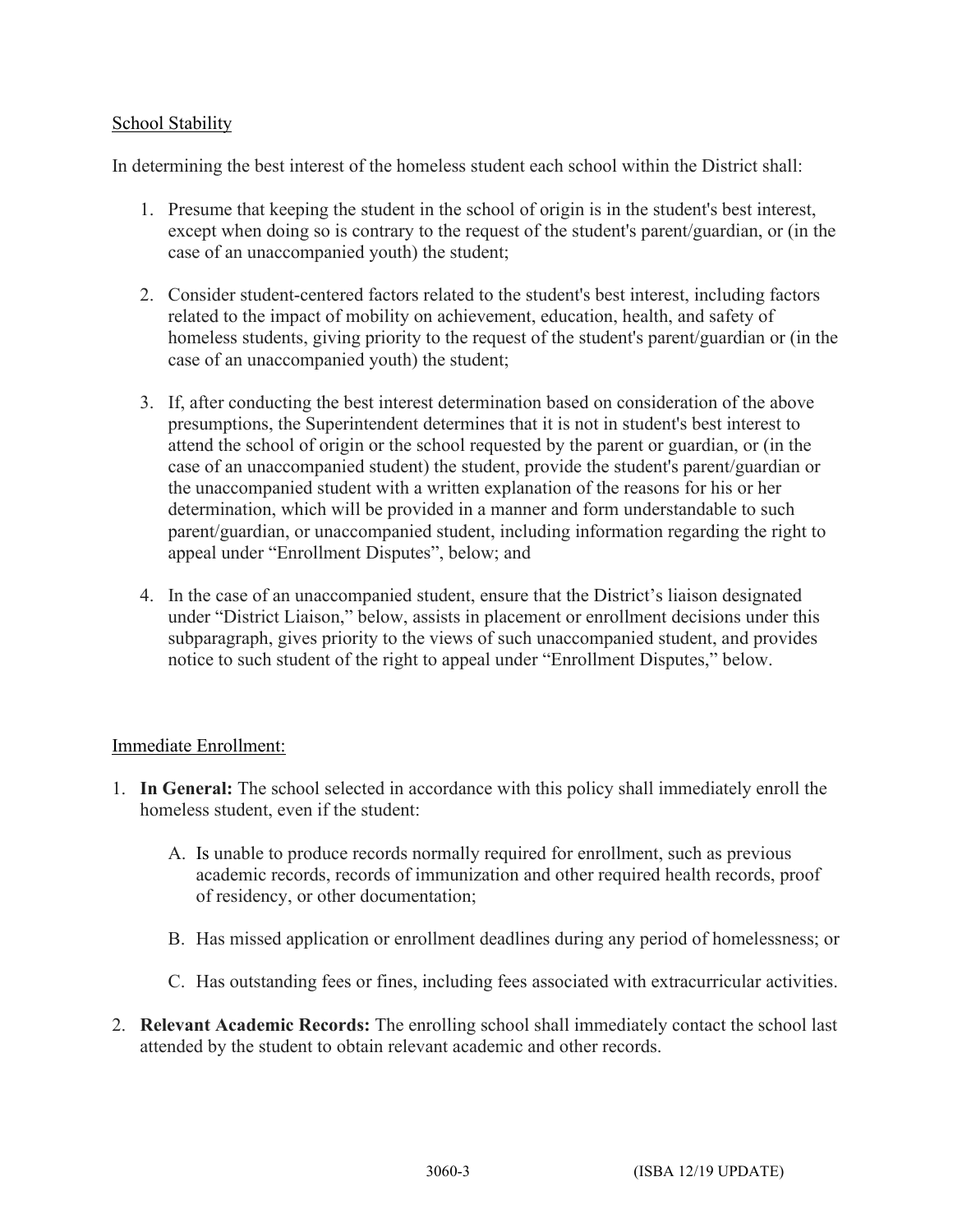School Stability

In determining the best interest of the homeless student each school within the District shall:

1. Presume that keeping the student in the school of origin is in the student's best interest, except when doing so is contrary to the request of the student's parent/guardian, or (in the case of an unaccompanied youth) the student;

2. Consider student-centered factors related to the student's best interest, including factors related to the impact of mobility on achievement, education, health, and safety of homeless students, giving priority to the request of the student's parent/guardian or (in the case of an unaccompanied youth) the student;

3. If, after conducting the best interest determination based on consideration of the above presumptions, the Superintendent determines that it is not in student's best interest to attend the school of origin or the school requested by the parent or guardian, or (in the case of an unaccompanied student) the student, provide the student's parent/guardian or the unaccompanied student with a written explanation of the reasons for his or her determination, which will be provided in a manner and form understandable to such parent/guardian, or unaccompanied student, including information regarding the right to appeal under "Enrollment Disputes", below; and

4. In the case of an unaccompanied student, ensure that the District's liaison designated under "District Liaison," below, assists in placement or enrollment decisions under this subparagraph, gives priority to the views of such unaccompanied student, and provides notice to such student of the right to appeal under "Enrollment Disputes," below.

Immediate Enrollment:

1. **In General:** The school selected in accordance with this policy shall immediately enroll the homeless student, even if the student:

   A. Is unable to produce records normally required for enrollment, such as previous academic records, records of immunization and other required health records, proof of residency, or other documentation;

   B. Has missed application or enrollment deadlines during any period of homelessness; or

   C. Has outstanding fees or fines, including fees associated with extracurricular activities.

2. **Relevant Academic Records:** The enrolling school shall immediately contact the school last attended by the student to obtain relevant academic and other records.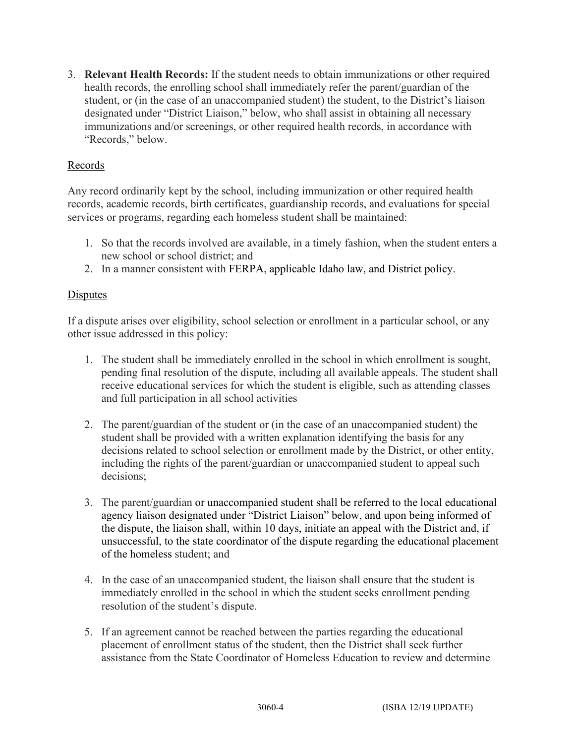3. **Relevant Health Records:** If the student needs to obtain immunizations or other required health records, the enrolling school shall immediately refer the parent/guardian of the student, or (in the case of an unaccompanied student) the student, to the District's liaison designated under "District Liaison," below, who shall assist in obtaining all necessary immunizations and/or screenings, or other required health records, in accordance with "Records," below.

Records

Any record ordinarily kept by the school, including immunization or other required health records, academic records, birth certificates, guardianship records, and evaluations for special services or programs, regarding each homeless student shall be maintained:

1. So that the records involved are available, in a timely fashion, when the student enters a new school or school district; and
2. In a manner consistent with FERPA, applicable Idaho law, and District policy.

Disputes

If a dispute arises over eligibility, school selection or enrollment in a particular school, or any other issue addressed in this policy:

1. The student shall be immediately enrolled in the school in which enrollment is sought, pending final resolution of the dispute, including all available appeals. The student shall receive educational services for which the student is eligible, such as attending classes and full participation in all school activities

2. The parent/guardian of the student or (in the case of an unaccompanied student) the student shall be provided with a written explanation identifying the basis for any decisions related to school selection or enrollment made by the District, or other entity, including the rights of the parent/guardian or unaccompanied student to appeal such decisions;

3. The parent/guardian or unaccompanied student shall be referred to the local educational agency liaison designated under "District Liaison" below, and upon being informed of the dispute, the liaison shall, within 10 days, initiate an appeal with the District and, if unsuccessful, to the state coordinator of the dispute regarding the educational placement of the homeless student; and

4. In the case of an unaccompanied student, the liaison shall ensure that the student is immediately enrolled in the school in which the student seeks enrollment pending resolution of the student's dispute.

5. If an agreement cannot be reached between the parties regarding the educational placement of enrollment status of the student, then the District shall seek further assistance from the State Coordinator of Homeless Education to review and determine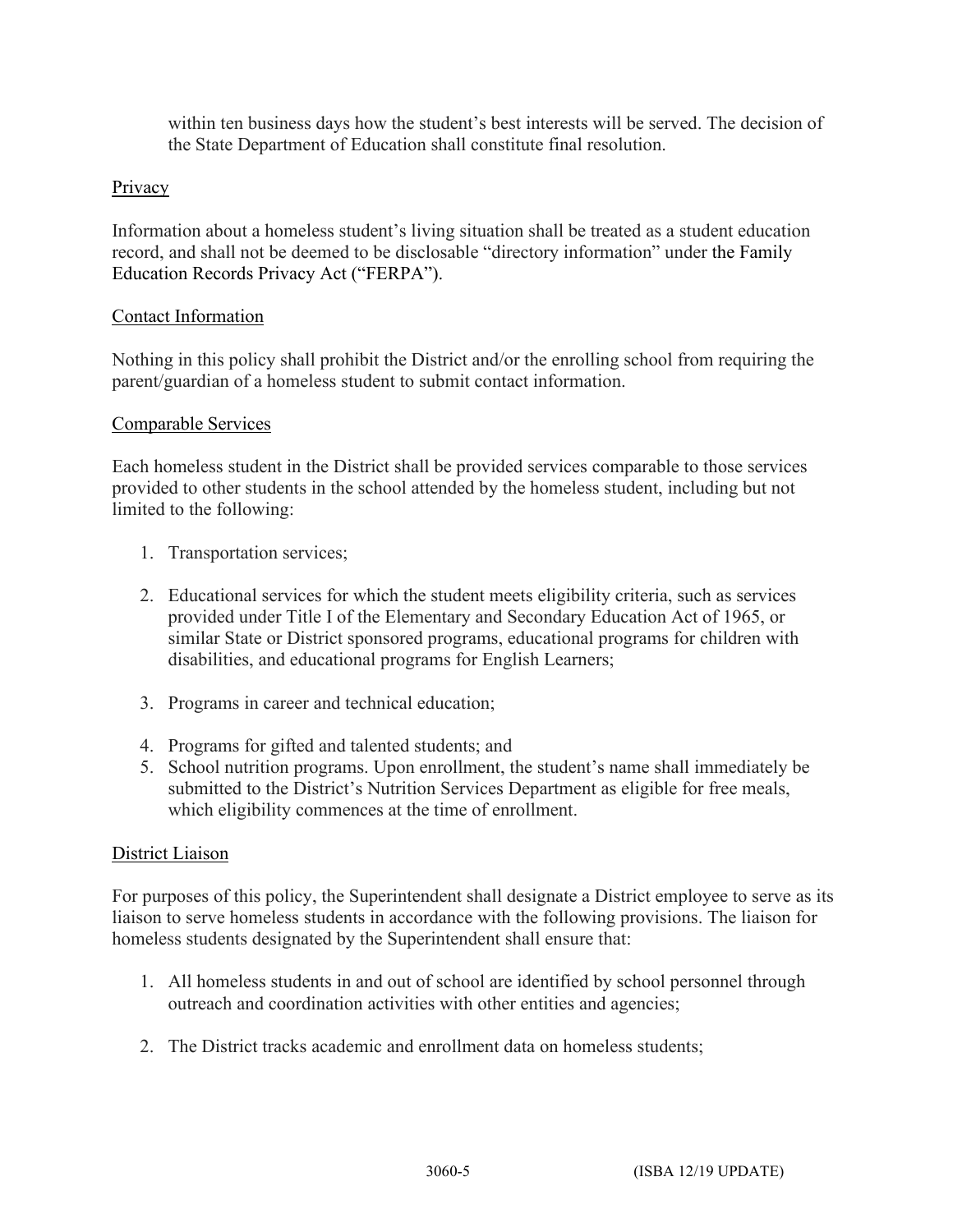within ten business days how the student's best interests will be served. The decision of the State Department of Education shall constitute final resolution.

Privacy

Information about a homeless student's living situation shall be treated as a student education record, and shall not be deemed to be disclosable "directory information" under the Family Education Records Privacy Act ("FERPA").

Contact Information

Nothing in this policy shall prohibit the District and/or the enrolling school from requiring the parent/guardian of a homeless student to submit contact information.

Comparable Services

Each homeless student in the District shall be provided services comparable to those services provided to other students in the school attended by the homeless student, including but not limited to the following:

1. Transportation services;

2. Educational services for which the student meets eligibility criteria, such as services provided under Title I of the Elementary and Secondary Education Act of 1965, or similar State or District sponsored programs, educational programs for children with disabilities, and educational programs for English Learners;

3. Programs in career and technical education;

4. Programs for gifted and talented students; and
5. School nutrition programs. Upon enrollment, the student's name shall immediately be submitted to the District's Nutrition Services Department as eligible for free meals, which eligibility commences at the time of enrollment.

District Liaison

For purposes of this policy, the Superintendent shall designate a District employee to serve as its liaison to serve homeless students in accordance with the following provisions. The liaison for homeless students designated by the Superintendent shall ensure that:

1. All homeless students in and out of school are identified by school personnel through outreach and coordination activities with other entities and agencies;

2. The District tracks academic and enrollment data on homeless students;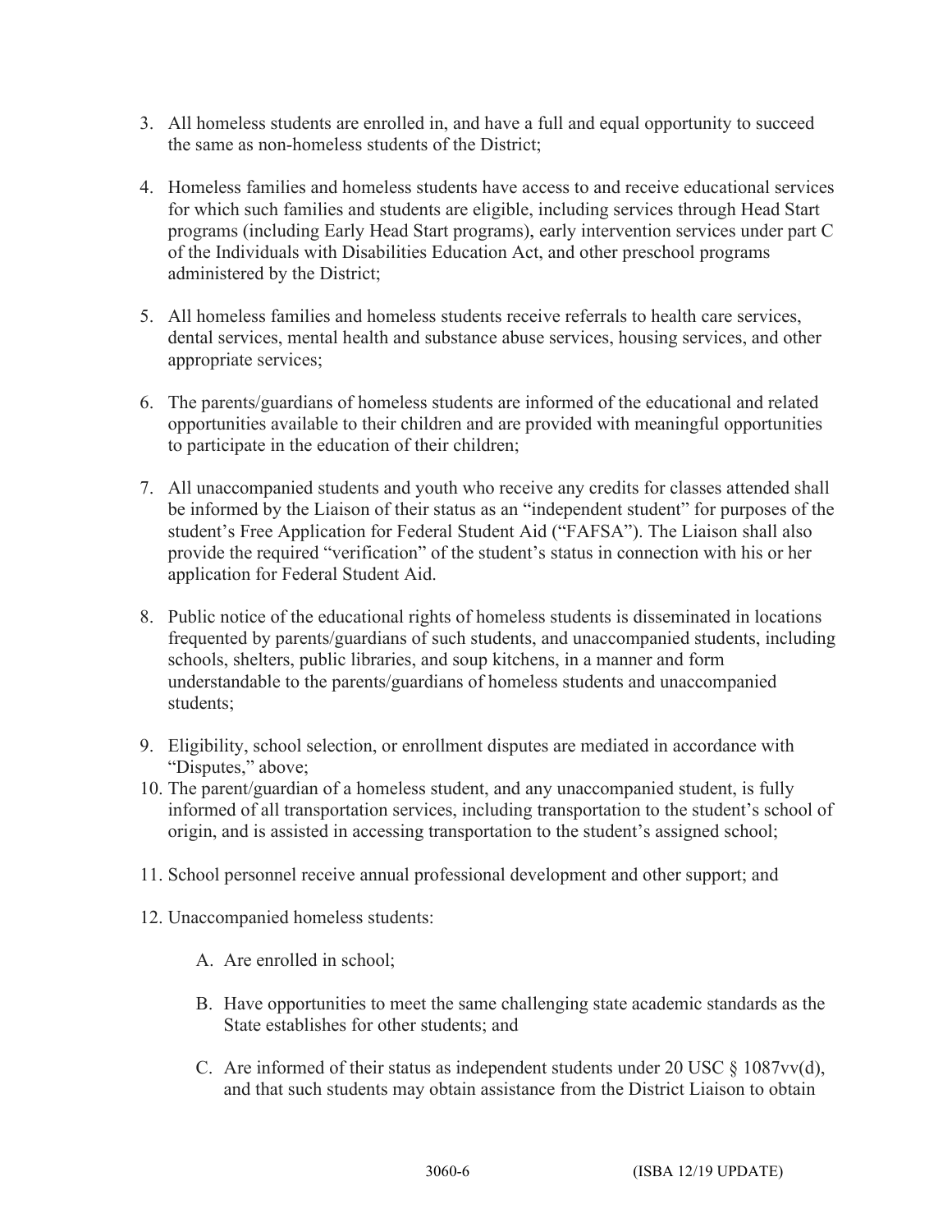3. All homeless students are enrolled in, and have a full and equal opportunity to succeed the same as non-homeless students of the District;

4. Homeless families and homeless students have access to and receive educational services for which such families and students are eligible, including services through Head Start programs (including Early Head Start programs), early intervention services under part C of the Individuals with Disabilities Education Act, and other preschool programs administered by the District;

5. All homeless families and homeless students receive referrals to health care services, dental services, mental health and substance abuse services, housing services, and other appropriate services;

6. The parents/guardians of homeless students are informed of the educational and related opportunities available to their children and are provided with meaningful opportunities to participate in the education of their children;

7. All unaccompanied students and youth who receive any credits for classes attended shall be informed by the Liaison of their status as an "independent student" for purposes of the student's Free Application for Federal Student Aid ("FAFSA"). The Liaison shall also provide the required "verification" of the student's status in connection with his or her application for Federal Student Aid.

8. Public notice of the educational rights of homeless students is disseminated in locations frequented by parents/guardians of such students, and unaccompanied students, including schools, shelters, public libraries, and soup kitchens, in a manner and form understandable to the parents/guardians of homeless students and unaccompanied students;

9. Eligibility, school selection, or enrollment disputes are mediated in accordance with "Disputes," above;

10. The parent/guardian of a homeless student, and any unaccompanied student, is fully informed of all transportation services, including transportation to the student's school of origin, and is assisted in accessing transportation to the student's assigned school;

11. School personnel receive annual professional development and other support; and

12. Unaccompanied homeless students:

    A. Are enrolled in school;

    B. Have opportunities to meet the same challenging state academic standards as the State establishes for other students; and

    C. Are informed of their status as independent students under 20 USC § 1087vv(d), and that such students may obtain assistance from the District Liaison to obtain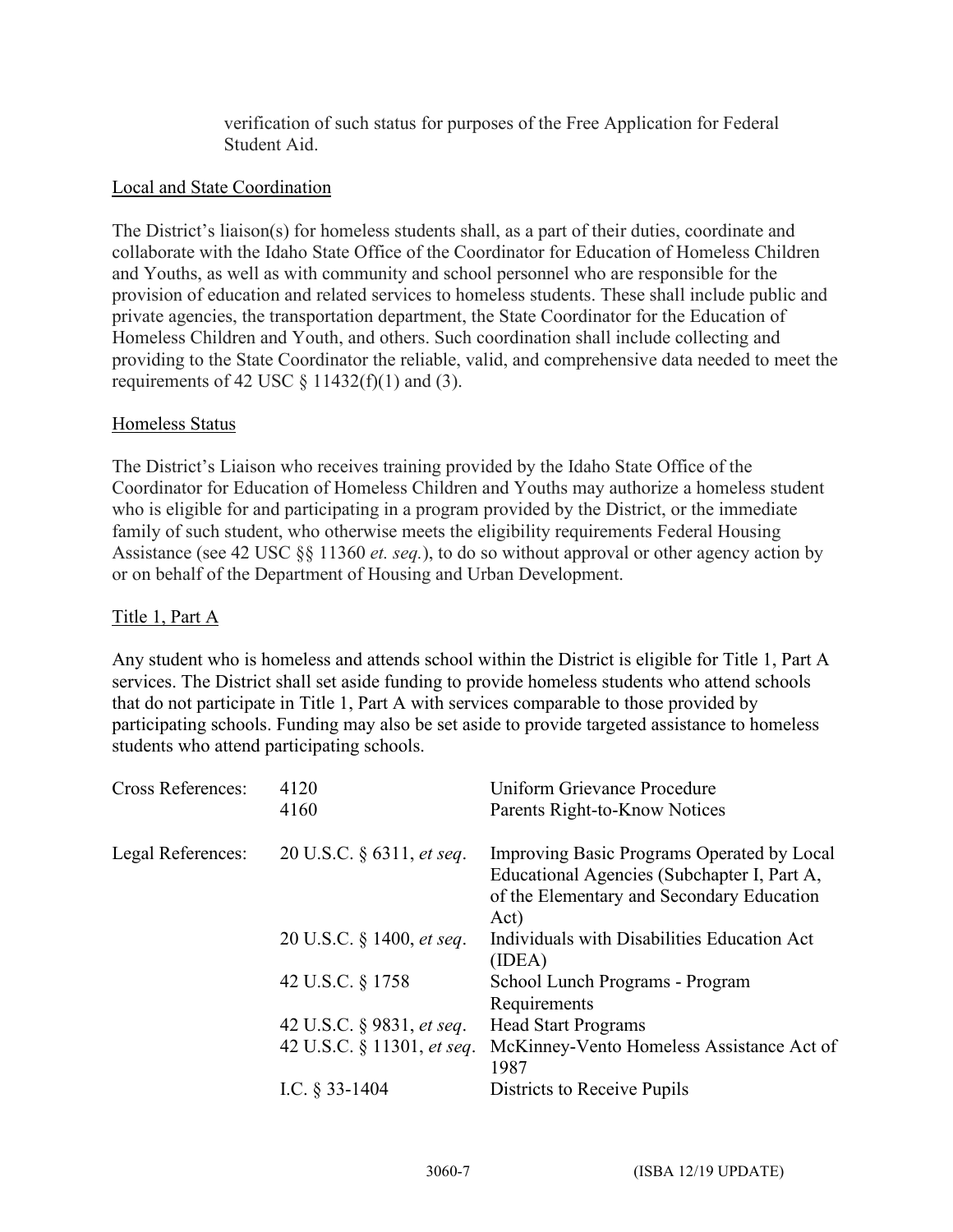verification of such status for purposes of the Free Application for Federal Student Aid.

Local and State Coordination

The District's liaison(s) for homeless students shall, as a part of their duties, coordinate and collaborate with the Idaho State Office of the Coordinator for Education of Homeless Children and Youths, as well as with community and school personnel who are responsible for the provision of education and related services to homeless students. These shall include public and private agencies, the transportation department, the State Coordinator for the Education of Homeless Children and Youth, and others. Such coordination shall include collecting and providing to the State Coordinator the reliable, valid, and comprehensive data needed to meet the requirements of 42 USC § 11432(f)(1) and (3).

Homeless Status

The District's Liaison who receives training provided by the Idaho State Office of the Coordinator for Education of Homeless Children and Youths may authorize a homeless student who is eligible for and participating in a program provided by the District, or the immediate family of such student, who otherwise meets the eligibility requirements Federal Housing Assistance (see 42 USC §§ 11360 *et. seq.*), to do so without approval or other agency action by or on behalf of the Department of Housing and Urban Development.

Title 1, Part A

Any student who is homeless and attends school within the District is eligible for Title 1, Part A services. The District shall set aside funding to provide homeless students who attend schools that do not participate in Title 1, Part A with services comparable to those provided by participating schools. Funding may also be set aside to provide targeted assistance to homeless students who attend participating schools.

| | | |
|---|---|---|
| Cross References: | 4120 | Uniform Grievance Procedure |
| | 4160 | Parents Right-to-Know Notices |
| Legal References: | 20 U.S.C. § 6311, *et seq*. | Improving Basic Programs Operated by Local Educational Agencies (Subchapter I, Part A, of the Elementary and Secondary Education Act) |
| | 20 U.S.C. § 1400, *et seq*. | Individuals with Disabilities Education Act (IDEA) |
| | 42 U.S.C. § 1758 | School Lunch Programs - Program Requirements |
| | 42 U.S.C. § 9831, *et seq*. | Head Start Programs |
| | 42 U.S.C. § 11301, *et seq*. | McKinney-Vento Homeless Assistance Act of 1987 |
| | I.C. § 33-1404 | Districts to Receive Pupils |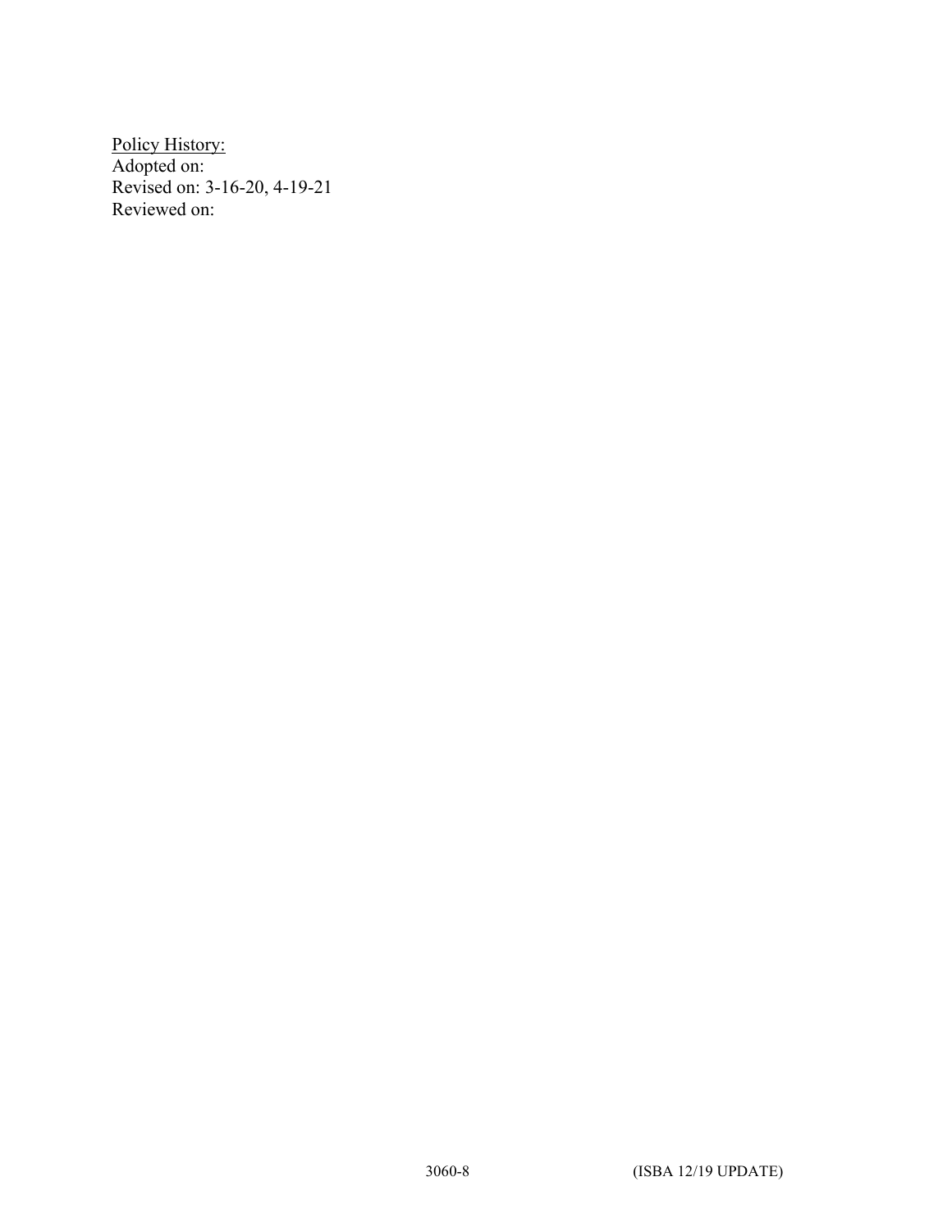Policy History:
Adopted on:
Revised on: 3-16-20, 4-19-21
Reviewed on: